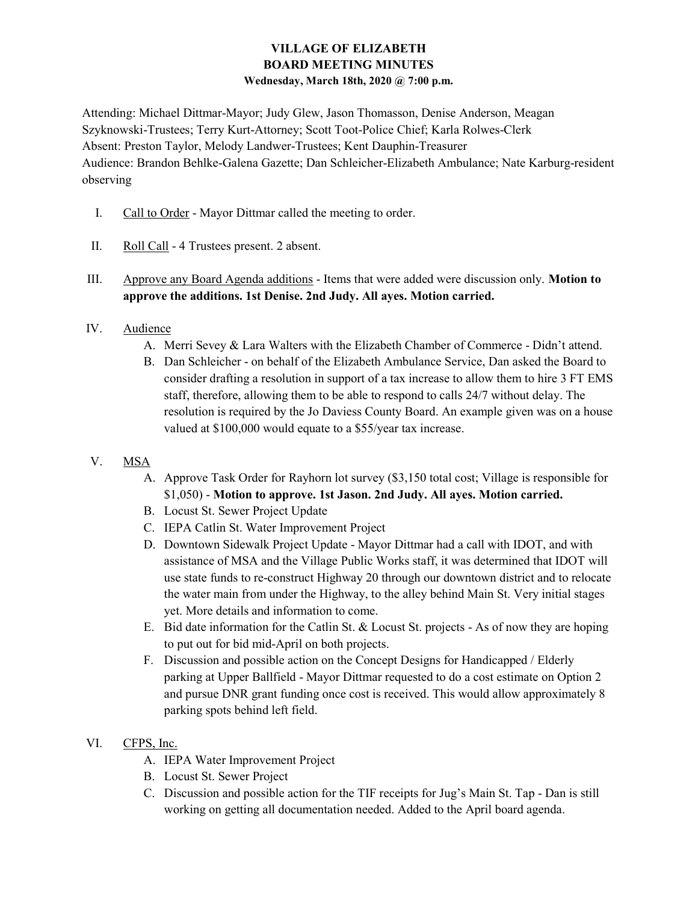# VILLAGE OF ELIZABETH
## BOARD MEETING MINUTES
### Wednesday, March 18th, 2020 @ 7:00 p.m.

Attending: Michael Dittmar-Mayor; Judy Glew, Jason Thomasson, Denise Anderson, Meagan Szyknowski-Trustees; Terry Kurt-Attorney; Scott Toot-Police Chief; Karla Rolwes-Clerk
Absent: Preston Taylor, Melody Landwer-Trustees; Kent Dauphin-Treasurer
Audience: Brandon Behlke-Galena Gazette; Dan Schleicher-Elizabeth Ambulance; Nate Karburg-resident observing

I. Call to Order - Mayor Dittmar called the meeting to order.

II. Roll Call - 4 Trustees present. 2 absent.

III. Approve any Board Agenda additions - Items that were added were discussion only. **Motion to approve the additions. 1st Denise. 2nd Judy. All ayes. Motion carried.**

IV. Audience
   A. Merri Sevey & Lara Walters with the Elizabeth Chamber of Commerce - Didn't attend.
   B. Dan Schleicher - on behalf of the Elizabeth Ambulance Service, Dan asked the Board to consider drafting a resolution in support of a tax increase to allow them to hire 3 FT EMS staff, therefore, allowing them to be able to respond to calls 24/7 without delay. The resolution is required by the Jo Daviess County Board. An example given was on a house valued at $100,000 would equate to a $55/year tax increase.

V. MSA
   A. Approve Task Order for Rayhorn lot survey ($3,150 total cost; Village is responsible for $1,050) - **Motion to approve. 1st Jason. 2nd Judy. All ayes. Motion carried.**
   B. Locust St. Sewer Project Update
   C. IEPA Catlin St. Water Improvement Project
   D. Downtown Sidewalk Project Update - Mayor Dittmar had a call with IDOT, and with assistance of MSA and the Village Public Works staff, it was determined that IDOT will use state funds to re-construct Highway 20 through our downtown district and to relocate the water main from under the Highway, to the alley behind Main St. Very initial stages yet. More details and information to come.
   E. Bid date information for the Catlin St. & Locust St. projects - As of now they are hoping to put out for bid mid-April on both projects.
   F. Discussion and possible action on the Concept Designs for Handicapped / Elderly parking at Upper Ballfield - Mayor Dittmar requested to do a cost estimate on Option 2 and pursue DNR grant funding once cost is received. This would allow approximately 8 parking spots behind left field.

VI. CFPS, Inc.
   A. IEPA Water Improvement Project
   B. Locust St. Sewer Project
   C. Discussion and possible action for the TIF receipts for Jug's Main St. Tap - Dan is still working on getting all documentation needed. Added to the April board agenda.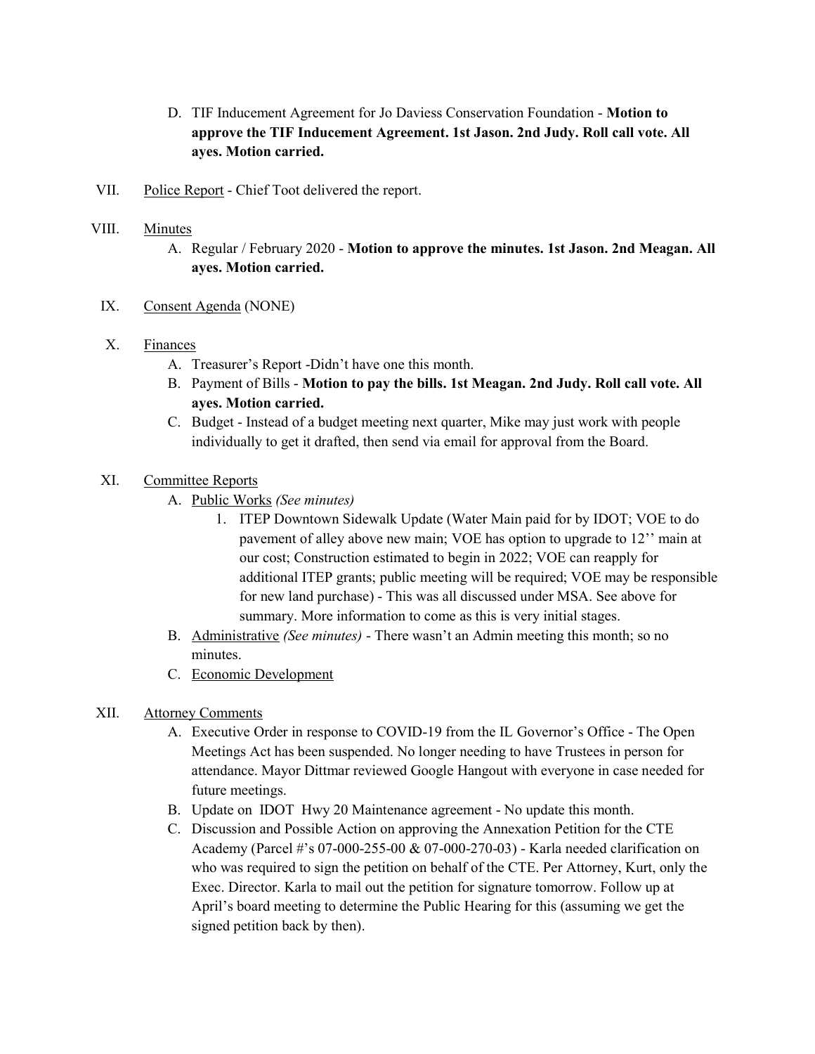D. TIF Inducement Agreement for Jo Daviess Conservation Foundation - **Motion to approve the TIF Inducement Agreement. 1st Jason. 2nd Judy. Roll call vote. All ayes. Motion carried.**

VII. Police Report - Chief Toot delivered the report.

VIII. Minutes

A. Regular / February 2020 - **Motion to approve the minutes. 1st Jason. 2nd Meagan. All ayes. Motion carried.**

IX. Consent Agenda (NONE)

X. Finances

A. Treasurer's Report -Didn't have one this month.

B. Payment of Bills - **Motion to pay the bills. 1st Meagan. 2nd Judy. Roll call vote. All ayes. Motion carried.**

C. Budget - Instead of a budget meeting next quarter, Mike may just work with people individually to get it drafted, then send via email for approval from the Board.

XI. Committee Reports

A. Public Works *(See minutes)*

1. ITEP Downtown Sidewalk Update (Water Main paid for by IDOT; VOE to do pavement of alley above new main; VOE has option to upgrade to 12'' main at our cost; Construction estimated to begin in 2022; VOE can reapply for additional ITEP grants; public meeting will be required; VOE may be responsible for new land purchase) - This was all discussed under MSA. See above for summary. More information to come as this is very initial stages.

B. Administrative *(See minutes)* - There wasn't an Admin meeting this month; so no minutes.

C. Economic Development

XII. Attorney Comments

A. Executive Order in response to COVID-19 from the IL Governor's Office - The Open Meetings Act has been suspended. No longer needing to have Trustees in person for attendance. Mayor Dittmar reviewed Google Hangout with everyone in case needed for future meetings.

B. Update on IDOT Hwy 20 Maintenance agreement - No update this month.

C. Discussion and Possible Action on approving the Annexation Petition for the CTE Academy (Parcel #'s 07-000-255-00 & 07-000-270-03) - Karla needed clarification on who was required to sign the petition on behalf of the CTE. Per Attorney, Kurt, only the Exec. Director. Karla to mail out the petition for signature tomorrow. Follow up at April's board meeting to determine the Public Hearing for this (assuming we get the signed petition back by then).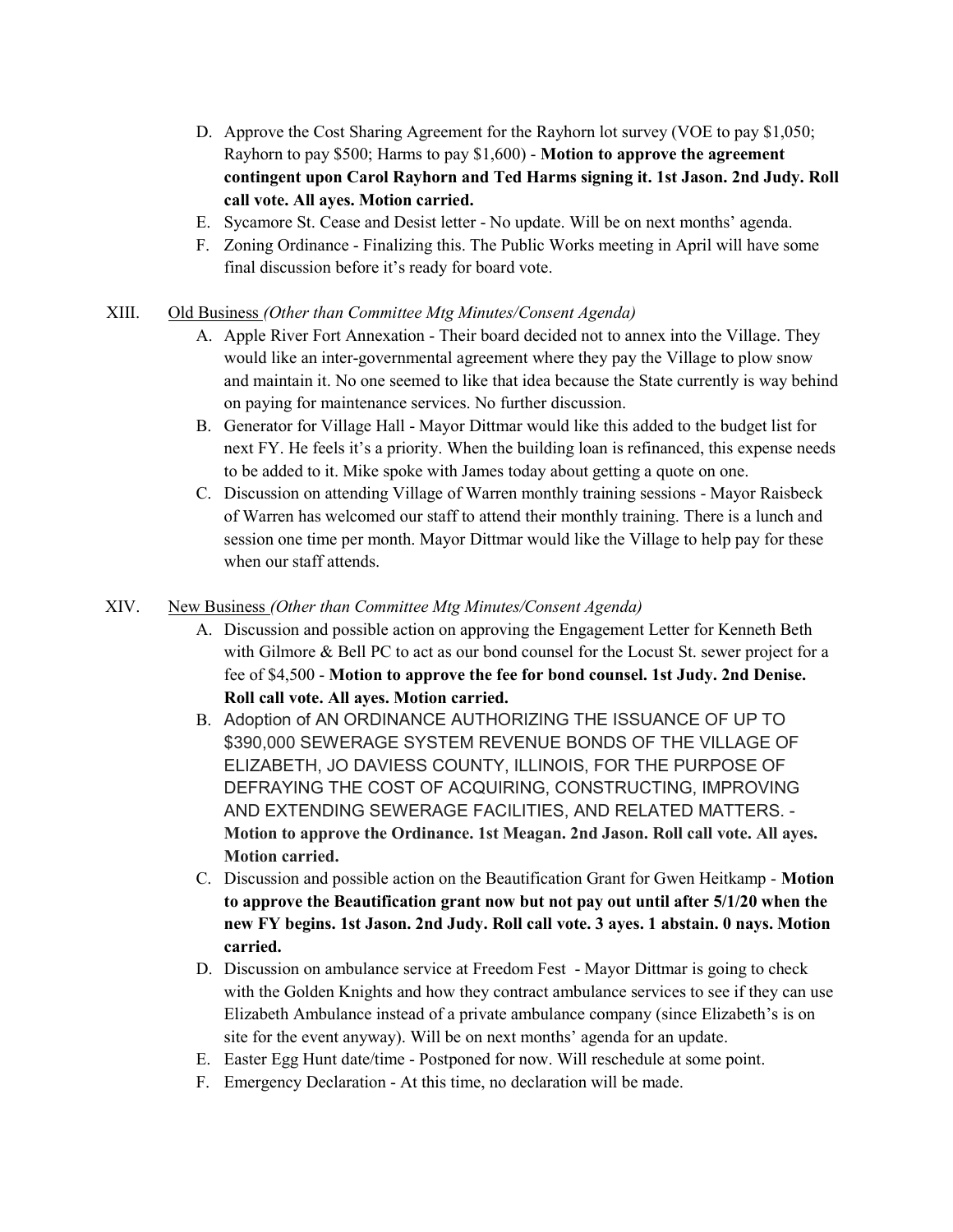D. Approve the Cost Sharing Agreement for the Rayhorn lot survey (VOE to pay $1,050; Rayhorn to pay $500; Harms to pay $1,600) - **Motion to approve the agreement contingent upon Carol Rayhorn and Ted Harms signing it. 1st Jason. 2nd Judy. Roll call vote. All ayes. Motion carried.**

E. Sycamore St. Cease and Desist letter - No update. Will be on next months' agenda.

F. Zoning Ordinance - Finalizing this. The Public Works meeting in April will have some final discussion before it's ready for board vote.

XIII. Old Business *(Other than Committee Mtg Minutes/Consent Agenda)*

A. Apple River Fort Annexation - Their board decided not to annex into the Village. They would like an inter-governmental agreement where they pay the Village to plow snow and maintain it. No one seemed to like that idea because the State currently is way behind on paying for maintenance services. No further discussion.

B. Generator for Village Hall - Mayor Dittmar would like this added to the budget list for next FY. He feels it's a priority. When the building loan is refinanced, this expense needs to be added to it. Mike spoke with James today about getting a quote on one.

C. Discussion on attending Village of Warren monthly training sessions - Mayor Raisbeck of Warren has welcomed our staff to attend their monthly training. There is a lunch and session one time per month. Mayor Dittmar would like the Village to help pay for these when our staff attends.

XIV. New Business *(Other than Committee Mtg Minutes/Consent Agenda)*

A. Discussion and possible action on approving the Engagement Letter for Kenneth Beth with Gilmore & Bell PC to act as our bond counsel for the Locust St. sewer project for a fee of $4,500 - **Motion to approve the fee for bond counsel. 1st Judy. 2nd Denise. Roll call vote. All ayes. Motion carried.**

B. Adoption of AN ORDINANCE AUTHORIZING THE ISSUANCE OF UP TO $390,000 SEWERAGE SYSTEM REVENUE BONDS OF THE VILLAGE OF ELIZABETH, JO DAVIESS COUNTY, ILLINOIS, FOR THE PURPOSE OF DEFRAYING THE COST OF ACQUIRING, CONSTRUCTING, IMPROVING AND EXTENDING SEWERAGE FACILITIES, AND RELATED MATTERS. - **Motion to approve the Ordinance. 1st Meagan. 2nd Jason. Roll call vote. All ayes. Motion carried.**

C. Discussion and possible action on the Beautification Grant for Gwen Heitkamp - **Motion to approve the Beautification grant now but not pay out until after 5/1/20 when the new FY begins. 1st Jason. 2nd Judy. Roll call vote. 3 ayes. 1 abstain. 0 nays. Motion carried.**

D. Discussion on ambulance service at Freedom Fest - Mayor Dittmar is going to check with the Golden Knights and how they contract ambulance services to see if they can use Elizabeth Ambulance instead of a private ambulance company (since Elizabeth's is on site for the event anyway). Will be on next months' agenda for an update.

E. Easter Egg Hunt date/time - Postponed for now. Will reschedule at some point.

F. Emergency Declaration - At this time, no declaration will be made.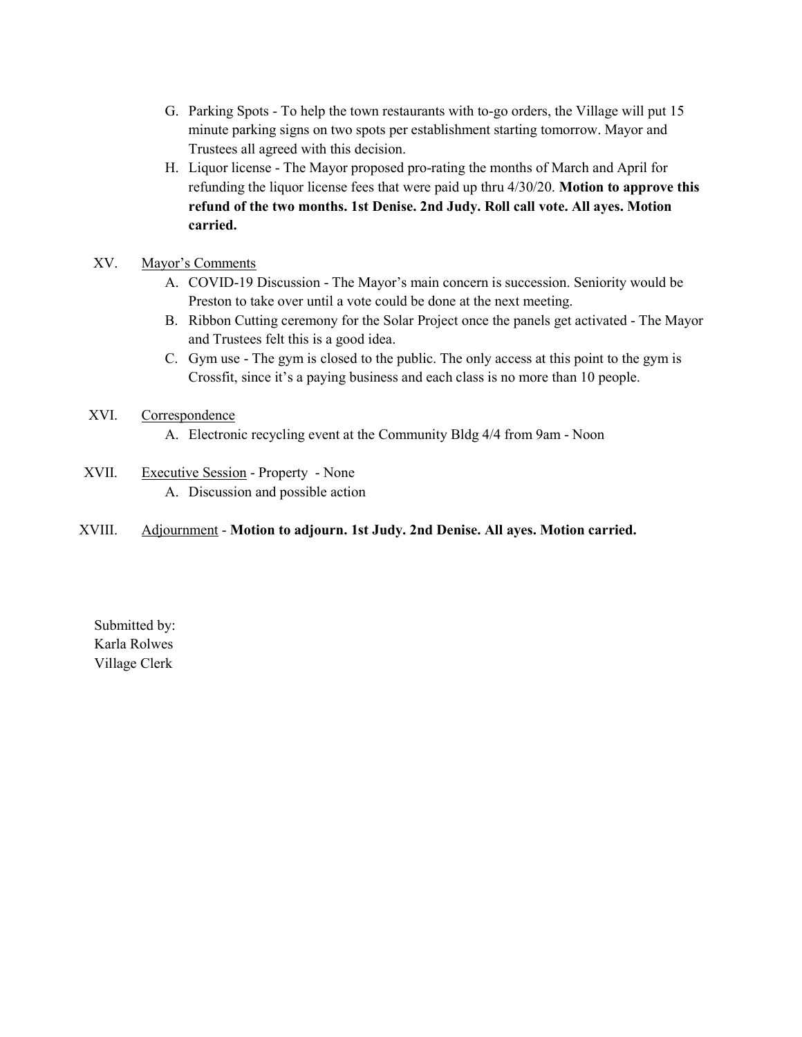G. Parking Spots - To help the town restaurants with to-go orders, the Village will put 15 minute parking signs on two spots per establishment starting tomorrow. Mayor and Trustees all agreed with this decision.

H. Liquor license - The Mayor proposed pro-rating the months of March and April for refunding the liquor license fees that were paid up thru 4/30/20. **Motion to approve this refund of the two months. 1st Denise. 2nd Judy. Roll call vote. All ayes. Motion carried.**

XV. Mayor's Comments

A. COVID-19 Discussion - The Mayor's main concern is succession. Seniority would be Preston to take over until a vote could be done at the next meeting.

B. Ribbon Cutting ceremony for the Solar Project once the panels get activated - The Mayor and Trustees felt this is a good idea.

C. Gym use - The gym is closed to the public. The only access at this point to the gym is Crossfit, since it's a paying business and each class is no more than 10 people.

XVI. Correspondence

A. Electronic recycling event at the Community Bldg 4/4 from 9am - Noon

XVII. Executive Session - Property - None

A. Discussion and possible action

XVIII. Adjournment - **Motion to adjourn. 1st Judy. 2nd Denise. All ayes. Motion carried.**

Submitted by:
Karla Rolwes
Village Clerk